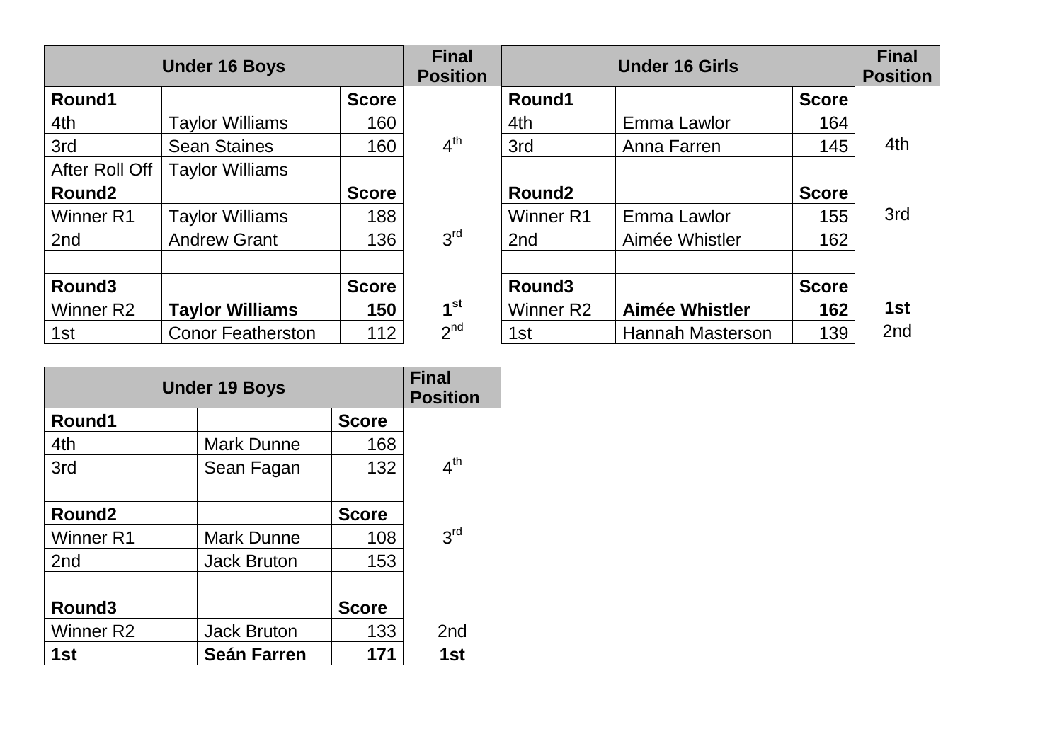| Under 16 Boys | | | Final Position |
|---|---|---|---|
| **Round1** | | **Score** | |
| 4th | Taylor Williams | 160 | |
| 3rd | Sean Staines | 160 | 4th |
| After Roll Off | Taylor Williams | | |
| **Round2** | | **Score** | |
| Winner R1 | Taylor Williams | 188 | |
| 2nd | Andrew Grant | 136 | 3rd |
| | | | |
| **Round3** | | **Score** | |
| Winner R2 | **Taylor Williams** | **150** | **1st** |
| 1st | Conor Featherston | 112 | 2nd |

| Under 16 Girls | | | Final Position |
|---|---|---|---|
| **Round1** | | **Score** | |
| 4th | Emma Lawlor | 164 | |
| 3rd | Anna Farren | 145 | 4th |
| | | | |
| **Round2** | | **Score** | |
| Winner R1 | Emma Lawlor | 155 | 3rd |
| 2nd | Aimée Whistler | 162 | |
| | | | |
| **Round3** | | **Score** | |
| Winner R2 | **Aimée Whistler** | **162** | **1st** |
| 1st | Hannah Masterson | 139 | 2nd |

| Under 19 Boys | | | Final Position |
|---|---|---|---|
| **Round1** | | **Score** | |
| 4th | Mark Dunne | 168 | |
| 3rd | Sean Fagan | 132 | 4th |
| | | | |
| **Round2** | | **Score** | |
| Winner R1 | Mark Dunne | 108 | 3rd |
| 2nd | Jack Bruton | 153 | |
| | | | |
| **Round3** | | **Score** | |
| Winner R2 | Jack Bruton | 133 | 2nd |
| **1st** | **Seán Farren** | **171** | **1st** |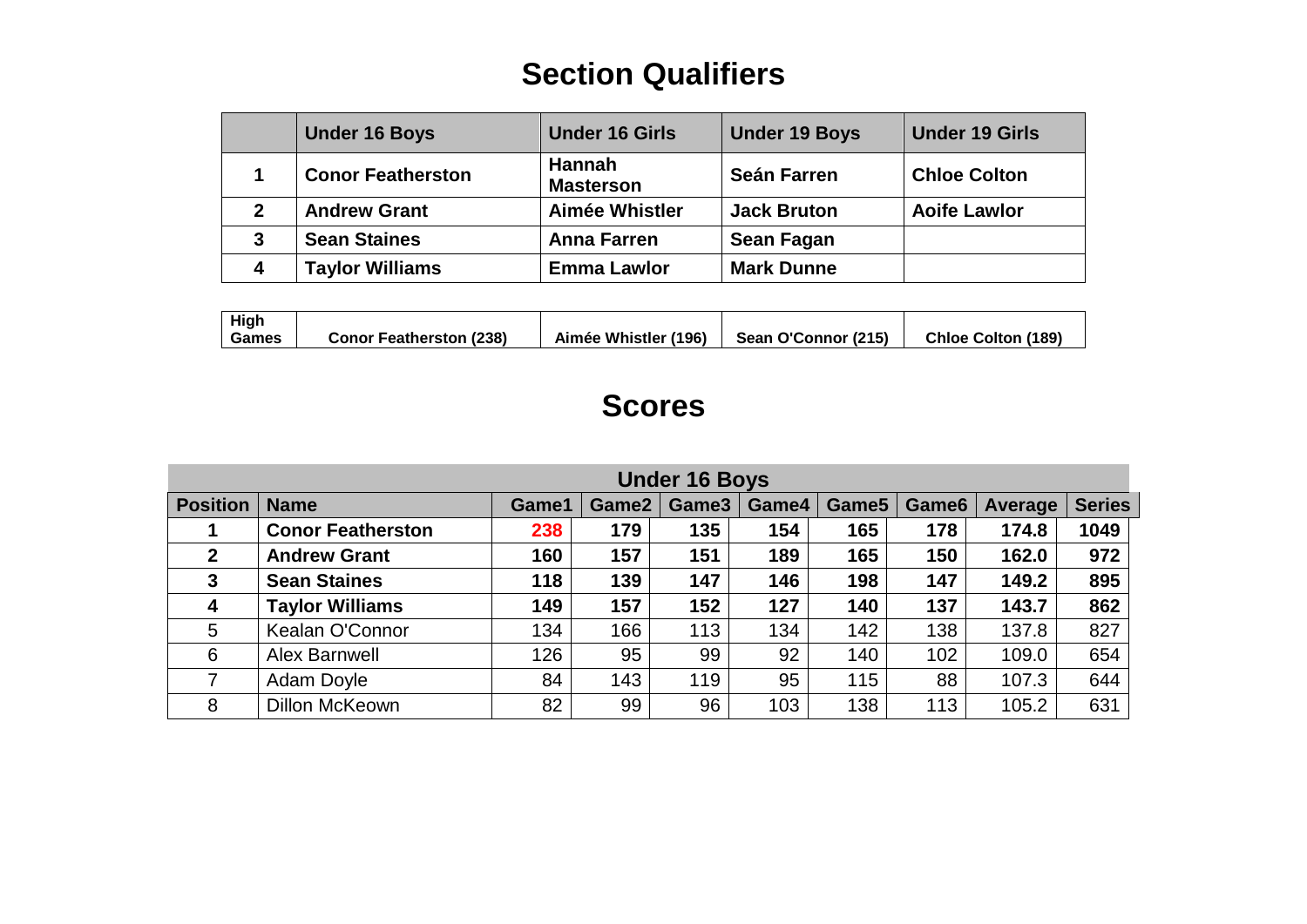# Section Qualifiers

| | Under 16 Boys | Under 16 Girls | Under 19 Boys | Under 19 Girls |
|---|---|---|---|---|
| **1** | **Conor Featherston** | **Hannah Masterson** | **Seán Farren** | **Chloe Colton** |
| **2** | **Andrew Grant** | **Aimée Whistler** | **Jack Bruton** | **Aoife Lawlor** |
| **3** | **Sean Staines** | **Anna Farren** | **Sean Fagan** | |
| **4** | **Taylor Williams** | **Emma Lawlor** | **Mark Dunne** | |

| | | | | |
|---|---|---|---|---|
| **High Games** | **Conor Featherston (238)** | **Aimée Whistler (196)** | **Sean O'Connor (215)** | **Chloe Colton (189)** |

# Scores

| Under 16 Boys | | | | | | | | | |
|---|---|---|---|---|---|---|---|---|---|
| **Position** | **Name** | **Game1** | **Game2** | **Game3** | **Game4** | **Game5** | **Game6** | **Average** | **Series** |
| **1** | **Conor Featherston** | **238** | **179** | **135** | **154** | **165** | **178** | **174.8** | **1049** |
| **2** | **Andrew Grant** | **160** | **157** | **151** | **189** | **165** | **150** | **162.0** | **972** |
| **3** | **Sean Staines** | **118** | **139** | **147** | **146** | **198** | **147** | **149.2** | **895** |
| **4** | **Taylor Williams** | **149** | **157** | **152** | **127** | **140** | **137** | **143.7** | **862** |
| 5 | Kealan O'Connor | 134 | 166 | 113 | 134 | 142 | 138 | 137.8 | 827 |
| 6 | Alex Barnwell | 126 | 95 | 99 | 92 | 140 | 102 | 109.0 | 654 |
| 7 | Adam Doyle | 84 | 143 | 119 | 95 | 115 | 88 | 107.3 | 644 |
| 8 | Dillon McKeown | 82 | 99 | 96 | 103 | 138 | 113 | 105.2 | 631 |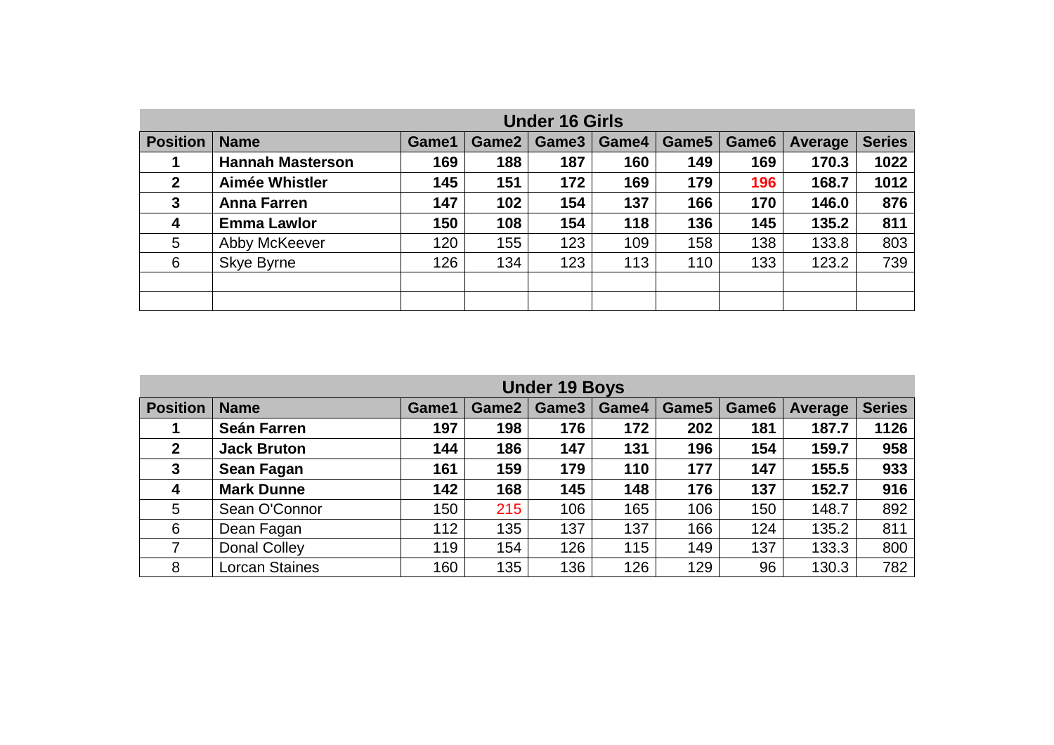| Under 16 Girls | | | | | | | | | |
|---|---|---|---|---|---|---|---|---|---|
| **Position** | **Name** | **Game1** | **Game2** | **Game3** | **Game4** | **Game5** | **Game6** | **Average** | **Series** |
| **1** | **Hannah Masterson** | **169** | **188** | **187** | **160** | **149** | **169** | **170.3** | **1022** |
| **2** | **Aimée Whistler** | **145** | **151** | **172** | **169** | **179** | **196** | **168.7** | **1012** |
| **3** | **Anna Farren** | **147** | **102** | **154** | **137** | **166** | **170** | **146.0** | **876** |
| **4** | **Emma Lawlor** | **150** | **108** | **154** | **118** | **136** | **145** | **135.2** | **811** |
| 5 | Abby McKeever | 120 | 155 | 123 | 109 | 158 | 138 | 133.8 | 803 |
| 6 | Skye Byrne | 126 | 134 | 123 | 113 | 110 | 133 | 123.2 | 739 |
| | | | | | | | | | |
| | | | | | | | | | |

| Under 19 Boys | | | | | | | | | |
|---|---|---|---|---|---|---|---|---|---|
| **Position** | **Name** | **Game1** | **Game2** | **Game3** | **Game4** | **Game5** | **Game6** | **Average** | **Series** |
| **1** | **Seán Farren** | **197** | **198** | **176** | **172** | **202** | **181** | **187.7** | **1126** |
| **2** | **Jack Bruton** | **144** | **186** | **147** | **131** | **196** | **154** | **159.7** | **958** |
| **3** | **Sean Fagan** | **161** | **159** | **179** | **110** | **177** | **147** | **155.5** | **933** |
| **4** | **Mark Dunne** | **142** | **168** | **145** | **148** | **176** | **137** | **152.7** | **916** |
| 5 | Sean O'Connor | 150 | 215 | 106 | 165 | 106 | 150 | 148.7 | 892 |
| 6 | Dean Fagan | 112 | 135 | 137 | 137 | 166 | 124 | 135.2 | 811 |
| 7 | Donal Colley | 119 | 154 | 126 | 115 | 149 | 137 | 133.3 | 800 |
| 8 | Lorcan Staines | 160 | 135 | 136 | 126 | 129 | 96 | 130.3 | 782 |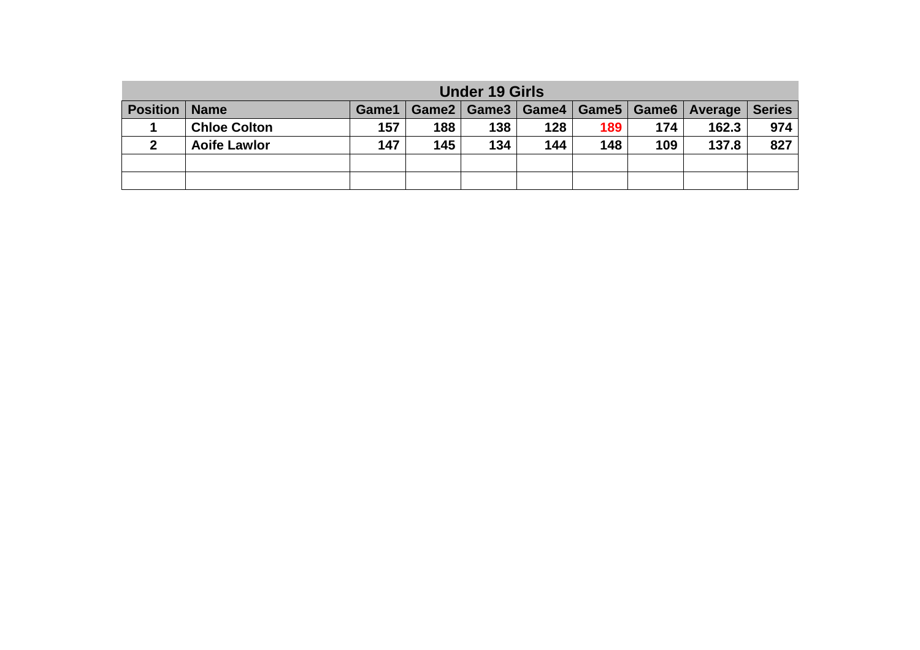| Under 19 Girls | | | | | | | | | |
|---|---|---|---|---|---|---|---|---|---|
| **Position** | **Name** | **Game1** | **Game2** | **Game3** | **Game4** | **Game5** | **Game6** | **Average** | **Series** |
| **1** | **Chloe Colton** | **157** | **188** | **138** | **128** | **189** | **174** | **162.3** | **974** |
| **2** | **Aoife Lawlor** | **147** | **145** | **134** | **144** | **148** | **109** | **137.8** | **827** |
| | | | | | | | | | |
| | | | | | | | | | |